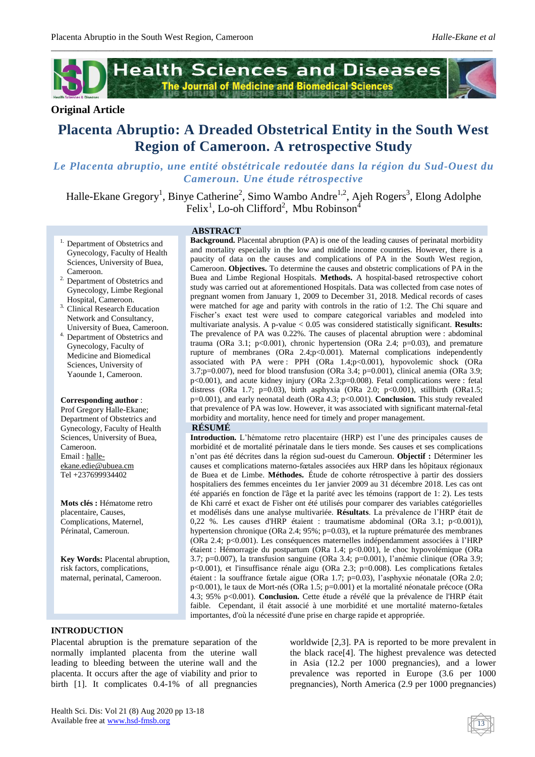Health Sciences and Diseases
The Journal of Medicine and Biomedical Sciences

**Original Article**

# Placenta Abruptio: A Dreaded Obstetrical Entity in the South West Region of Cameroon. A retrospective Study

*Le Placenta abruptio, une entité obstétricale redoutée dans la région du Sud-Ouest du Cameroun. Une étude rétrospective*

Halle-Ekane Gregory[1], Binye Catherine[2], Simo Wambo Andre[1,2], Ajeh Rogers[3], Elong Adolphe Felix[1], Lo-oh Clifford[2], Mbu Robinson[4]

1. Department of Obstetrics and Gynecology, Faculty of Health Sciences, University of Buea, Cameroon.
2. Department of Obstetrics and Gynecology, Limbe Regional Hospital, Cameroon.
3. Clinical Research Education Network and Consultancy, University of Buea, Cameroon.
4. Department of Obstetrics and Gynecology, Faculty of Medicine and Biomedical Sciences, University of Yaounde 1, Cameroon.

**Corresponding author** : Prof Gregory Halle-Ekane; Department of Obstetrics and Gynecology, Faculty of Health Sciences, University of Buea, Cameroon. Email : halle-ekane.edie@ubuea.cm Tel +237699934402

**Mots clés :** Hématome retro placentaire, Causes, Complications, Maternel, Périnatal, Cameroun.

**Key Words:** Placental abruption, risk factors, complications, maternal, perinatal, Cameroon.

## ABSTRACT

**Background.** Placental abruption (PA) is one of the leading causes of perinatal morbidity and mortality especially in the low and middle income countries. However, there is a paucity of data on the causes and complications of PA in the South West region, Cameroon. **Objectives.** To determine the causes and obstetric complications of PA in the Buea and Limbe Regional Hospitals. **Methods.** A hospital-based retrospective cohort study was carried out at aforementioned Hospitals. Data was collected from case notes of pregnant women from January 1, 2009 to December 31, 2018. Medical records of cases were matched for age and parity with controls in the ratio of 1:2. The Chi square and Fischer's exact test were used to compare categorical variables and modeled into multivariate analysis. A p-value < 0.05 was considered statistically significant. **Results:** The prevalence of PA was 0.22%. The causes of placental abruption were : abdominal trauma (ORa 3.1; p<0.001), chronic hypertension (ORa 2.4; p=0.03), and premature rupture of membranes (ORa 2.4;p<0.001). Maternal complications independently associated with PA were : PPH (ORa 1.4;p<0.001), hypovolemic shock (ORa 3.7;p=0.007), need for blood transfusion (ORa 3.4; p=0.001), clinical anemia (ORa 3.9; p<0.001), and acute kidney injury (ORa 2.3;p=0.008). Fetal complications were : fetal distress (ORa 1.7; p=0.03), birth asphyxia (ORa 2.0; p<0.001), stillbirth (ORa1.5; p=0.001), and early neonatal death (ORa 4.3; p<0.001). **Conclusion.** This study revealed that prevalence of PA was low. However, it was associated with significant maternal-fetal morbidity and mortality, hence need for timely and proper management.

## RÉSUMÉ

**Introduction.** L'hématome retro placentaire (HRP) est l'une des principales causes de morbidité et de mortalité périnatale dans le tiers monde. Ses causes et ses complications n'ont pas été décrites dans la région sud-ouest du Cameroun. **Objectif :** Déterminer les causes et complications materno-fœtales associées aux HRP dans les hôpitaux régionaux de Buea et de Limbe. **Méthodes.** Étude de cohorte rétrospective à partir des dossiers hospitaliers des femmes enceintes du 1er janvier 2009 au 31 décembre 2018. Les cas ont été appariés en fonction de l'âge et la parité avec les témoins (rapport de 1: 2). Les tests de Khi carré et exact de Fisher ont été utilisés pour comparer des variables catégorielles et modélisés dans une analyse multivariée. **Résultats**. La prévalence de l'HRP était de 0,22 %. Les causes d'HRP étaient : traumatisme abdominal (ORa 3.1; p<0.001)), hypertension chronique (ORa 2.4; 95%; p=0.03), et la rupture prématurée des membranes (ORa 2.4; p<0.001). Les conséquences maternelles indépendamment associées à l'HRP étaient : Hémorragie du postpartum (ORa 1.4; p<0.001), le choc hypovolémique (ORa 3.7; p=0.007), la transfusion sanguine (ORa 3.4; p=0.001), l'anémie clinique (ORa 3.9; p<0.001), et l'insuffisance rénale aigu (ORa 2.3; p=0.008). Les complications fœtales étaient : la souffrance fœtale aigue (ORa 1.7; p=0.03), l'asphyxie néonatale (ORa 2.0; p<0.001), le taux de Mort-nés (ORa 1.5; p=0.001) et la mortalité néonatale précoce (ORa 4.3; 95% p<0.001). **Conclusion.** Cette étude a révélé que la prévalence de l'HRP était faible. Cependant, il était associé à une morbidité et une mortalité materno-fœtales importantes, d'où la nécessité d'une prise en charge rapide et appropriée.

## INTRODUCTION

Placental abruption is the premature separation of the normally implanted placenta from the uterine wall leading to bleeding between the uterine wall and the placenta. It occurs after the age of viability and prior to birth [1]. It complicates 0.4-1% of all pregnancies worldwide [2,3]. PA is reported to be more prevalent in the black race[4]. The highest prevalence was detected in Asia (12.2 per 1000 pregnancies), and a lower prevalence was reported in Europe (3.6 per 1000 pregnancies), North America (2.9 per 1000 pregnancies)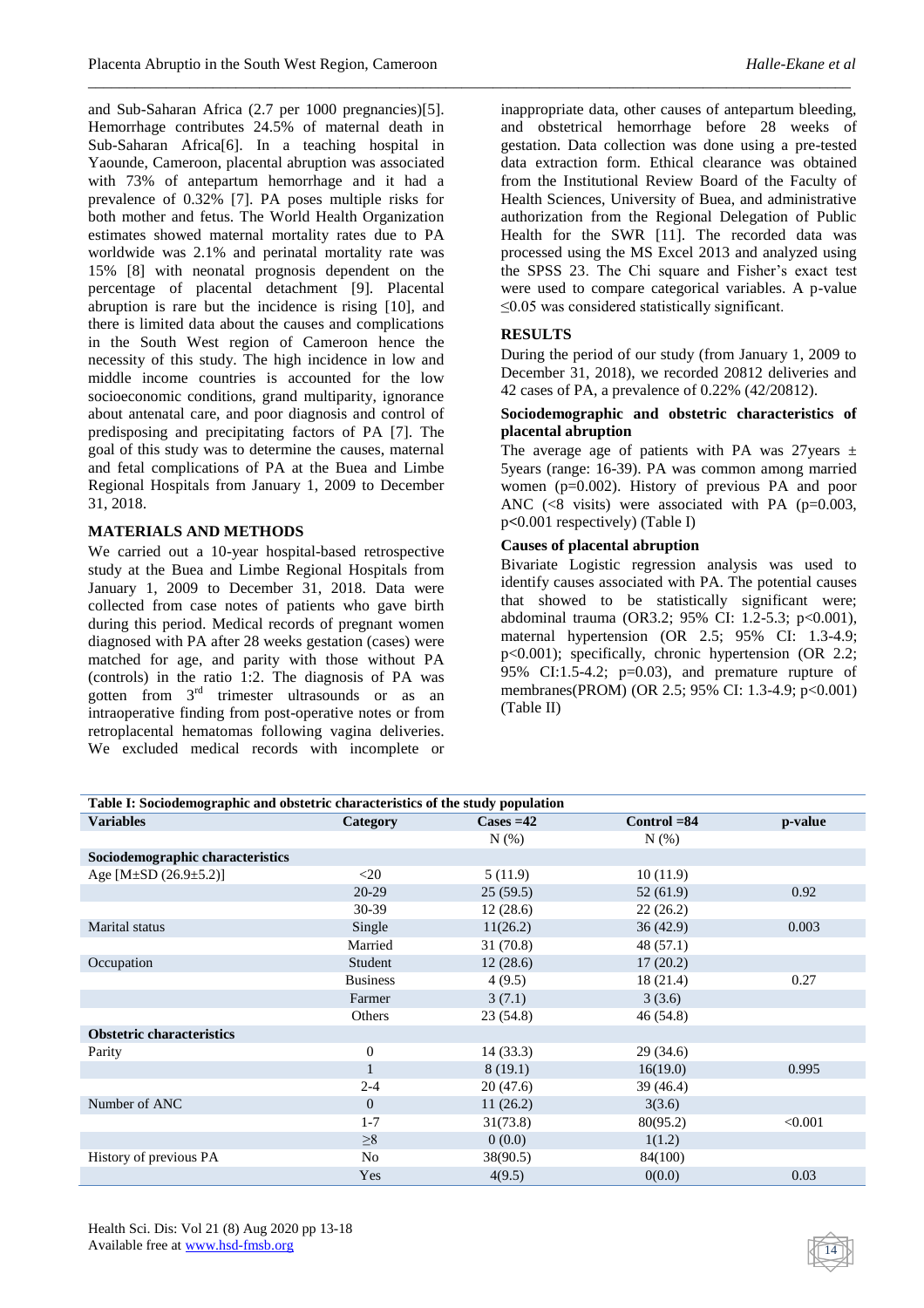and Sub-Saharan Africa (2.7 per 1000 pregnancies)[5]. Hemorrhage contributes 24.5% of maternal death in Sub-Saharan Africa[6]. In a teaching hospital in Yaounde, Cameroon, placental abruption was associated with 73% of antepartum hemorrhage and it had a prevalence of 0.32% [7]. PA poses multiple risks for both mother and fetus. The World Health Organization estimates showed maternal mortality rates due to PA worldwide was 2.1% and perinatal mortality rate was 15% [8] with neonatal prognosis dependent on the percentage of placental detachment [9]. Placental abruption is rare but the incidence is rising [10], and there is limited data about the causes and complications in the South West region of Cameroon hence the necessity of this study. The high incidence in low and middle income countries is accounted for the low socioeconomic conditions, grand multiparity, ignorance about antenatal care, and poor diagnosis and control of predisposing and precipitating factors of PA [7]. The goal of this study was to determine the causes, maternal and fetal complications of PA at the Buea and Limbe Regional Hospitals from January 1, 2009 to December 31, 2018.

## MATERIALS AND METHODS

We carried out a 10-year hospital-based retrospective study at the Buea and Limbe Regional Hospitals from January 1, 2009 to December 31, 2018. Data were collected from case notes of patients who gave birth during this period. Medical records of pregnant women diagnosed with PA after 28 weeks gestation (cases) were matched for age, and parity with those without PA (controls) in the ratio 1:2. The diagnosis of PA was gotten from 3rd trimester ultrasounds or as an intraoperative finding from post-operative notes or from retroplacental hematomas following vagina deliveries. We excluded medical records with incomplete or inappropriate data, other causes of antepartum bleeding, and obstetrical hemorrhage before 28 weeks of gestation. Data collection was done using a pre-tested data extraction form. Ethical clearance was obtained from the Institutional Review Board of the Faculty of Health Sciences, University of Buea, and administrative authorization from the Regional Delegation of Public Health for the SWR [11]. The recorded data was processed using the MS Excel 2013 and analyzed using the SPSS 23. The Chi square and Fisher's exact test were used to compare categorical variables. A p-value ≤0.05 was considered statistically significant.

## RESULTS

During the period of our study (from January 1, 2009 to December 31, 2018), we recorded 20812 deliveries and 42 cases of PA, a prevalence of 0.22% (42/20812).

### Sociodemographic and obstetric characteristics of placental abruption

The average age of patients with PA was 27years ± 5years (range: 16-39). PA was common among married women (p=0.002). History of previous PA and poor ANC (<8 visits) were associated with PA (p=0.003, p<0.001 respectively) (Table I)

### Causes of placental abruption

Bivariate Logistic regression analysis was used to identify causes associated with PA. The potential causes that showed to be statistically significant were; abdominal trauma (OR3.2; 95% CI: 1.2-5.3; p<0.001), maternal hypertension (OR 2.5; 95% CI: 1.3-4.9; p<0.001); specifically, chronic hypertension (OR 2.2; 95% CI:1.5-4.2; p=0.03), and premature rupture of membranes(PROM) (OR 2.5; 95% CI: 1.3-4.9; p<0.001) (Table II)

**Table I: Sociodemographic and obstetric characteristics of the study population**

| Variables | Category | Cases =42 | Control =84 | p-value |
|---|---|---|---|---|
| | | N (%) | N (%) | |
| **Sociodemographic characteristics** | | | | |
| Age [M±SD (26.9±5.2)] | <20 | 5 (11.9) | 10 (11.9) | |
| | 20-29 | 25 (59.5) | 52 (61.9) | 0.92 |
| | 30-39 | 12 (28.6) | 22 (26.2) | |
| Marital status | Single | 11(26.2) | 36 (42.9) | 0.003 |
| | Married | 31 (70.8) | 48 (57.1) | |
| Occupation | Student | 12 (28.6) | 17 (20.2) | |
| | Business | 4 (9.5) | 18 (21.4) | 0.27 |
| | Farmer | 3 (7.1) | 3 (3.6) | |
| | Others | 23 (54.8) | 46 (54.8) | |
| **Obstetric characteristics** | | | | |
| Parity | 0 | 14 (33.3) | 29 (34.6) | |
| | 1 | 8 (19.1) | 16(19.0) | 0.995 |
| | 2-4 | 20 (47.6) | 39 (46.4) | |
| Number of ANC | 0 | 11 (26.2) | 3(3.6) | |
| | 1-7 | 31(73.8) | 80(95.2) | <0.001 |
| | ≥8 | 0 (0.0) | 1(1.2) | |
| History of previous PA | No | 38(90.5) | 84(100) | |
| | Yes | 4(9.5) | 0(0.0) | 0.03 |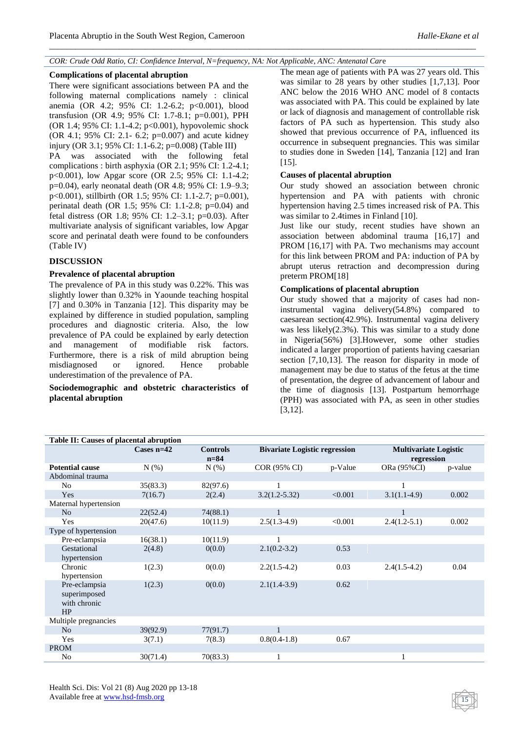*COR: Crude Odd Ratio, CI: Confidence Interval, N=frequency, NA: Not Applicable, ANC: Antenatal Care*

### Complications of placental abruption

There were significant associations between PA and the following maternal complications namely : clinical anemia (OR 4.2; 95% CI: 1.2-6.2; p<0.001), blood transfusion (OR 4.9; 95% CI: 1.7-8.1; p=0.001), PPH (OR 1.4; 95% CI: 1.1-4.2; p<0.001), hypovolemic shock (OR 4.1; 95% CI: 2.1- 6.2; p=0.007) and acute kidney injury (OR 3.1; 95% CI: 1.1-6.2; p=0.008) (Table III)

PA was associated with the following fetal complications : birth asphyxia (OR 2.1; 95% CI: 1.2-4.1; p<0.001), low Apgar score (OR 2.5; 95% CI: 1.1-4.2; p=0.04), early neonatal death (OR 4.8; 95% CI: 1.9–9.3; p<0.001), stillbirth (OR 1.5; 95% CI: 1.1-2.7; p=0.001), perinatal death (OR 1.5; 95% CI: 1.1-2.8; p=0.04) and fetal distress (OR 1.8; 95% CI: 1.2–3.1; p=0.03). After multivariate analysis of significant variables, low Apgar score and perinatal death were found to be confounders (Table IV)

## DISCUSSION

### Prevalence of placental abruption

The prevalence of PA in this study was 0.22%. This was slightly lower than 0.32% in Yaounde teaching hospital [7] and 0.30% in Tanzania [12]. This disparity may be explained by difference in studied population, sampling procedures and diagnostic criteria. Also, the low prevalence of PA could be explained by early detection and management of modifiable risk factors. Furthermore, there is a risk of mild abruption being misdiagnosed or ignored. Hence probable underestimation of the prevalence of PA.

### Sociodemographic and obstetric characteristics of placental abruption

The mean age of patients with PA was 27 years old. This was similar to 28 years by other studies [1,7,13]. Poor ANC below the 2016 WHO ANC model of 8 contacts was associated with PA. This could be explained by late or lack of diagnosis and management of controllable risk factors of PA such as hypertension. This study also showed that previous occurrence of PA, influenced its occurrence in subsequent pregnancies. This was similar to studies done in Sweden [14], Tanzania [12] and Iran [15].

### Causes of placental abruption

Our study showed an association between chronic hypertension and PA with patients with chronic hypertension having 2.5 times increased risk of PA. This was similar to 2.4times in Finland [10].

Just like our study, recent studies have shown an association between abdominal trauma [16,17] and PROM [16,17] with PA. Two mechanisms may account for this link between PROM and PA: induction of PA by abrupt uterus retraction and decompression during preterm PROM[18]

### Complications of placental abruption

Our study showed that a majority of cases had non-instrumental vagina delivery(54.8%) compared to caesarean section(42.9%). Instrumental vagina delivery was less likely(2.3%). This was similar to a study done in Nigeria(56%) [3].However, some other studies indicated a larger proportion of patients having caesarian section [7,10,13]. The reason for disparity in mode of management may be due to status of the fetus at the time of presentation, the degree of advancement of labour and the time of diagnosis [13]. Postpartum hemorrhage (PPH) was associated with PA, as seen in other studies [3,12].

**Table II: Causes of placental abruption**

| | Cases n=42 | Controls n=84 | Bivariate Logistic regression | | Multivariate Logistic regression | |
|---|---|---|---|---|---|---|
| **Potential cause** | N (%) | N (%) | COR (95% CI) | p-Value | ORa (95%CI) | p-value |
| Abdominal trauma | | | | | | |
| No | 35(83.3) | 82(97.6) | 1 | | 1 | |
| Yes | 7(16.7) | 2(2.4) | 3.2(1.2-5.32) | <0.001 | 3.1(1.1-4.9) | 0.002 |
| Maternal hypertension | | | | | | |
| No | 22(52.4) | 74(88.1) | 1 | | 1 | |
| Yes | 20(47.6) | 10(11.9) | 2.5(1.3-4.9) | <0.001 | 2.4(1.2-5.1) | 0.002 |
| Type of hypertension | | | | | | |
| Pre-eclampsia | 16(38.1) | 10(11.9) | 1 | | | |
| Gestational hypertension | 2(4.8) | 0(0.0) | 2.1(0.2-3.2) | 0.53 | | |
| Chronic hypertension | 1(2.3) | 0(0.0) | 2.2(1.5-4.2) | 0.03 | 2.4(1.5-4.2) | 0.04 |
| Pre-eclampsia superimposed with chronic HP | 1(2.3) | 0(0.0) | 2.1(1.4-3.9) | 0.62 | | |
| Multiple pregnancies | | | | | | |
| No | 39(92.9) | 77(91.7) | 1 | | | |
| Yes | 3(7.1) | 7(8.3) | 0.8(0.4-1.8) | 0.67 | | |
| PROM | | | | | | |
| No | 30(71.4) | 70(83.3) | 1 | | 1 | |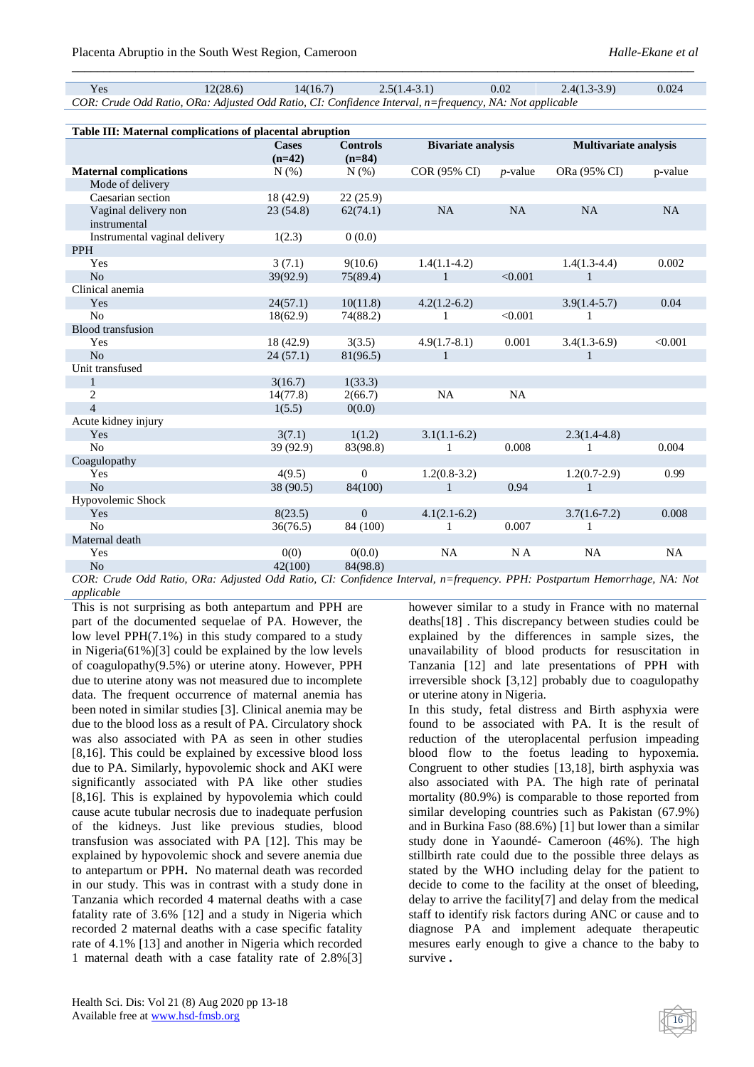| Yes | 12(28.6) | 14(16.7) | 2.5(1.4-3.1) | 0.02 | 2.4(1.3-3.9) | 0.024 |
|---|---|---|---|---|---|---|

*COR: Crude Odd Ratio, ORa: Adjusted Odd Ratio, CI: Confidence Interval, n=frequency, NA: Not applicable*

**Table III: Maternal complications of placental abruption**

| | Cases (n=42) | Controls (n=84) | Bivariate analysis | | Multivariate analysis | |
|---|---|---|---|---|---|---|
| **Maternal complications** | N (%) | N (%) | COR (95% CI) | *p*-value | ORa (95% CI) | p-value |
| Mode of delivery | | | | | | |
| Caesarian section | 18 (42.9) | 22 (25.9) | | | | |
| Vaginal delivery non instrumental | 23 (54.8) | 62(74.1) | NA | NA | NA | NA |
| Instrumental vaginal delivery | 1(2.3) | 0 (0.0) | | | | |
| PPH | | | | | | |
| Yes | 3 (7.1) | 9(10.6) | 1.4(1.1-4.2) | | 1.4(1.3-4.4) | 0.002 |
| No | 39(92.9) | 75(89.4) | 1 | <0.001 | 1 | |
| Clinical anemia | | | | | | |
| Yes | 24(57.1) | 10(11.8) | 4.2(1.2-6.2) | | 3.9(1.4-5.7) | 0.04 |
| No | 18(62.9) | 74(88.2) | 1 | <0.001 | 1 | |
| Blood transfusion | | | | | | |
| Yes | 18 (42.9) | 3(3.5) | 4.9(1.7-8.1) | 0.001 | 3.4(1.3-6.9) | <0.001 |
| No | 24 (57.1) | 81(96.5) | 1 | | 1 | |
| Unit transfused | | | | | | |
| 1 | 3(16.7) | 1(33.3) | | | | |
| 2 | 14(77.8) | 2(66.7) | NA | NA | | |
| 4 | 1(5.5) | 0(0.0) | | | | |
| Acute kidney injury | | | | | | |
| Yes | 3(7.1) | 1(1.2) | 3.1(1.1-6.2) | | 2.3(1.4-4.8) | |
| No | 39 (92.9) | 83(98.8) | 1 | 0.008 | 1 | 0.004 |
| Coagulopathy | | | | | | |
| Yes | 4(9.5) | 0 | 1.2(0.8-3.2) | | 1.2(0.7-2.9) | 0.99 |
| No | 38 (90.5) | 84(100) | 1 | 0.94 | 1 | |
| Hypovolemic Shock | | | | | | |
| Yes | 8(23.5) | 0 | 4.1(2.1-6.2) | | 3.7(1.6-7.2) | 0.008 |
| No | 36(76.5) | 84 (100) | 1 | 0.007 | 1 | |
| Maternal death | | | | | | |
| Yes | 0(0) | 0(0.0) | NA | N A | NA | NA |
| No | 42(100) | 84(98.8) | | | | |

*COR: Crude Odd Ratio, ORa: Adjusted Odd Ratio, CI: Confidence Interval, n=frequency. PPH: Postpartum Hemorrhage, NA: Not applicable*

This is not surprising as both antepartum and PPH are part of the documented sequelae of PA. However, the low level PPH(7.1%) in this study compared to a study in Nigeria(61%)[3] could be explained by the low levels of coagulopathy(9.5%) or uterine atony. However, PPH due to uterine atony was not measured due to incomplete data. The frequent occurrence of maternal anemia has been noted in similar studies [3]. Clinical anemia may be due to the blood loss as a result of PA. Circulatory shock was also associated with PA as seen in other studies [8,16]. This could be explained by excessive blood loss due to PA. Similarly, hypovolemic shock and AKI were significantly associated with PA like other studies [8,16]. This is explained by hypovolemia which could cause acute tubular necrosis due to inadequate perfusion of the kidneys. Just like previous studies, blood transfusion was associated with PA [12]. This may be explained by hypovolemic shock and severe anemia due to antepartum or PPH**.** No maternal death was recorded in our study. This was in contrast with a study done in Tanzania which recorded 4 maternal deaths with a case fatality rate of 3.6% [12] and a study in Nigeria which recorded 2 maternal deaths with a case specific fatality rate of 4.1% [13] and another in Nigeria which recorded 1 maternal death with a case fatality rate of 2.8%[3] however similar to a study in France with no maternal deaths[18] . This discrepancy between studies could be explained by the differences in sample sizes, the unavailability of blood products for resuscitation in Tanzania [12] and late presentations of PPH with irreversible shock [3,12] probably due to coagulopathy or uterine atony in Nigeria.

In this study, fetal distress and Birth asphyxia were found to be associated with PA. It is the result of reduction of the uteroplacental perfusion impeading blood flow to the foetus leading to hypoxemia. Congruent to other studies [13,18], birth asphyxia was also associated with PA. The high rate of perinatal mortality (80.9%) is comparable to those reported from similar developing countries such as Pakistan (67.9%) and in Burkina Faso (88.6%) [1] but lower than a similar study done in Yaoundé- Cameroon (46%). The high stillbirth rate could due to the possible three delays as stated by the WHO including delay for the patient to decide to come to the facility at the onset of bleeding, delay to arrive the facility[7] and delay from the medical staff to identify risk factors during ANC or cause and to diagnose PA and implement adequate therapeutic mesures early enough to give a chance to the baby to survive **.**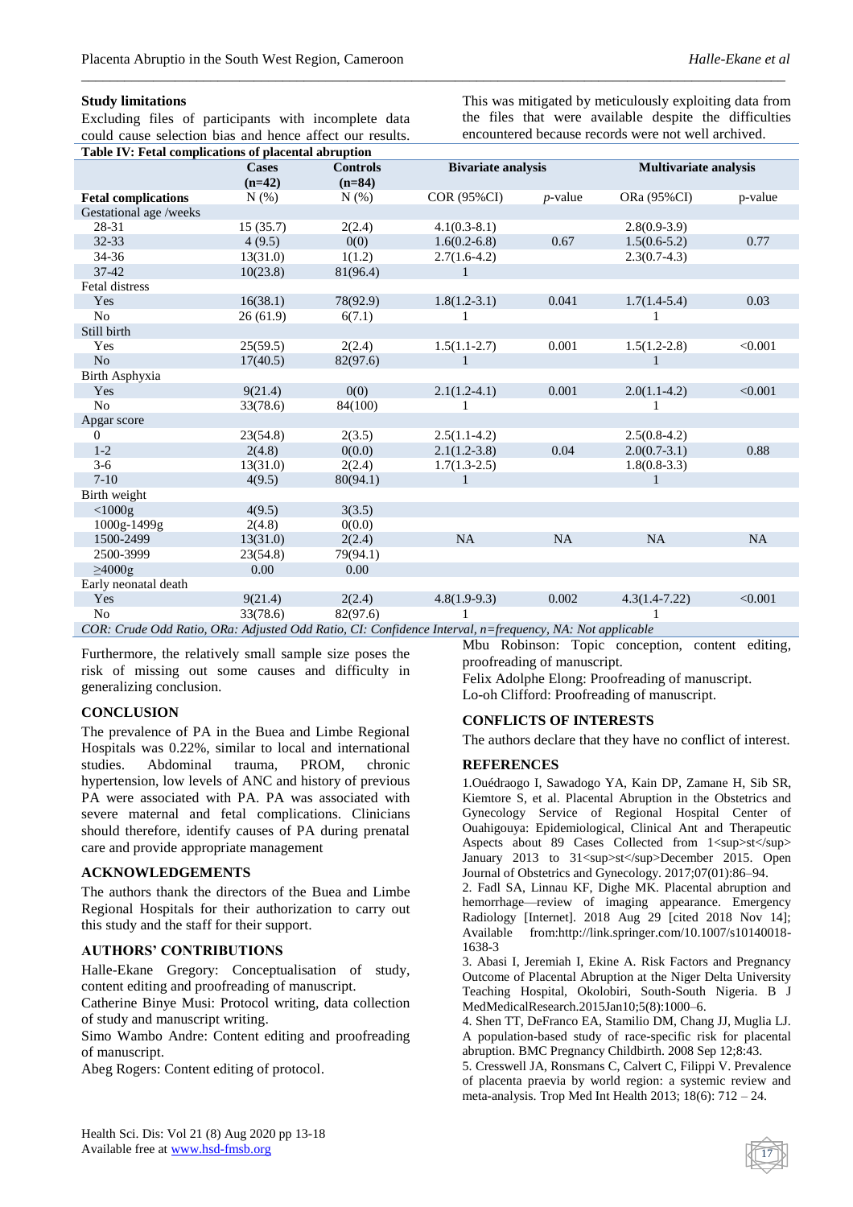**Study limitations**

Excluding files of participants with incomplete data could cause selection bias and hence affect our results. This was mitigated by meticulously exploiting data from the files that were available despite the difficulties encountered because records were not well archived.

**Table IV: Fetal complications of placental abruption**

| | Cases (n=42) | Controls (n=84) | Bivariate analysis | | Multivariate analysis | |
|---|---|---|---|---|---|---|
| **Fetal complications** | N (%) | N (%) | COR (95%CI) | *p*-value | ORa (95%CI) | p-value |
| Gestational age /weeks | | | | | | |
| 28-31 | 15 (35.7) | 2(2.4) | 4.1(0.3-8.1) | | 2.8(0.9-3.9) | |
| 32-33 | 4 (9.5) | 0(0) | 1.6(0.2-6.8) | 0.67 | 1.5(0.6-5.2) | 0.77 |
| 34-36 | 13(31.0) | 1(1.2) | 2.7(1.6-4.2) | | 2.3(0.7-4.3) | |
| 37-42 | 10(23.8) | 81(96.4) | 1 | | | |
| Fetal distress | | | | | | |
| Yes | 16(38.1) | 78(92.9) | 1.8(1.2-3.1) | 0.041 | 1.7(1.4-5.4) | 0.03 |
| No | 26 (61.9) | 6(7.1) | 1 | | 1 | |
| Still birth | | | | | | |
| Yes | 25(59.5) | 2(2.4) | 1.5(1.1-2.7) | 0.001 | 1.5(1.2-2.8) | <0.001 |
| No | 17(40.5) | 82(97.6) | 1 | | 1 | |
| Birth Asphyxia | | | | | | |
| Yes | 9(21.4) | 0(0) | 2.1(1.2-4.1) | 0.001 | 2.0(1.1-4.2) | <0.001 |
| No | 33(78.6) | 84(100) | 1 | | 1 | |
| Apgar score | | | | | | |
| 0 | 23(54.8) | 2(3.5) | 2.5(1.1-4.2) | | 2.5(0.8-4.2) | |
| 1-2 | 2(4.8) | 0(0.0) | 2.1(1.2-3.8) | 0.04 | 2.0(0.7-3.1) | 0.88 |
| 3-6 | 13(31.0) | 2(2.4) | 1.7(1.3-2.5) | | 1.8(0.8-3.3) | |
| 7-10 | 4(9.5) | 80(94.1) | 1 | | 1 | |
| Birth weight | | | | | | |
| <1000g | 4(9.5) | 3(3.5) | | | | |
| 1000g-1499g | 2(4.8) | 0(0.0) | | | | |
| 1500-2499 | 13(31.0) | 2(2.4) | NA | NA | NA | NA |
| 2500-3999 | 23(54.8) | 79(94.1) | | | | |
| ≥4000g | 0.00 | 0.00 | | | | |
| Early neonatal death | | | | | | |
| Yes | 9(21.4) | 2(2.4) | 4.8(1.9-9.3) | 0.002 | 4.3(1.4-7.22) | <0.001 |
| No | 33(78.6) | 82(97.6) | 1 | | 1 | |

*COR: Crude Odd Ratio, ORa: Adjusted Odd Ratio, CI: Confidence Interval, n=frequency, NA: Not applicable*

Furthermore, the relatively small sample size poses the risk of missing out some causes and difficulty in generalizing conclusion.

## CONCLUSION

The prevalence of PA in the Buea and Limbe Regional Hospitals was 0.22%, similar to local and international studies. Abdominal trauma, PROM, chronic hypertension, low levels of ANC and history of previous PA were associated with PA. PA was associated with severe maternal and fetal complications. Clinicians should therefore, identify causes of PA during prenatal care and provide appropriate management

## ACKNOWLEDGEMENTS

The authors thank the directors of the Buea and Limbe Regional Hospitals for their authorization to carry out this study and the staff for their support.

## AUTHORS' CONTRIBUTIONS

Halle-Ekane Gregory: Conceptualisation of study, content editing and proofreading of manuscript.

Catherine Binye Musi: Protocol writing, data collection of study and manuscript writing.

Simo Wambo Andre: Content editing and proofreading of manuscript.

Abeg Rogers: Content editing of protocol.

Mbu Robinson: Topic conception, content editing, proofreading of manuscript.

Felix Adolphe Elong: Proofreading of manuscript.

Lo-oh Clifford: Proofreading of manuscript.

## CONFLICTS OF INTERESTS

The authors declare that they have no conflict of interest.

## REFERENCES

1.Ouédraogo I, Sawadogo YA, Kain DP, Zamane H, Sib SR, Kiemtore S, et al. Placental Abruption in the Obstetrics and Gynecology Service of Regional Hospital Center of Ouahigouya: Epidemiological, Clinical Ant and Therapeutic Aspects about 89 Cases Collected from 1<sup>st</sup> January 2013 to 31<sup>st</sup>December 2015. Open Journal of Obstetrics and Gynecology. 2017;07(01):86–94.

2. Fadl SA, Linnau KF, Dighe MK. Placental abruption and hemorrhage—review of imaging appearance. Emergency Radiology [Internet]. 2018 Aug 29 [cited 2018 Nov 14]; Available from:http://link.springer.com/10.1007/s10140018-1638-3

3. Abasi I, Jeremiah I, Ekine A. Risk Factors and Pregnancy Outcome of Placental Abruption at the Niger Delta University Teaching Hospital, Okolobiri, South-South Nigeria. B J MedMedicalResearch.2015Jan10;5(8):1000–6.

4. Shen TT, DeFranco EA, Stamilio DM, Chang JJ, Muglia LJ. A population-based study of race-specific risk for placental abruption. BMC Pregnancy Childbirth. 2008 Sep 12;8:43.

5. Cresswell JA, Ronsmans C, Calvert C, Filippi V. Prevalence of placenta praevia by world region: a systemic review and meta-analysis. Trop Med Int Health 2013; 18(6): 712 – 24.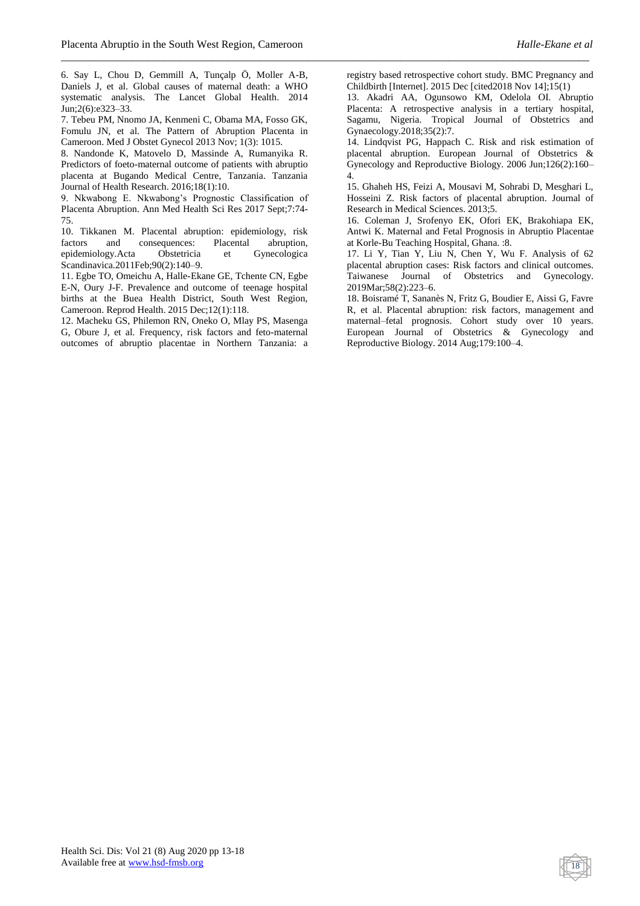6. Say L, Chou D, Gemmill A, Tunçalp Ö, Moller A-B, Daniels J, et al. Global causes of maternal death: a WHO systematic analysis. The Lancet Global Health. 2014 Jun;2(6):e323–33.

7. Tebeu PM, Nnomo JA, Kenmeni C, Obama MA, Fosso GK, Fomulu JN, et al. The Pattern of Abruption Placenta in Cameroon. Med J Obstet Gynecol 2013 Nov; 1(3): 1015.

8. Nandonde K, Matovelo D, Massinde A, Rumanyika R. Predictors of foeto-maternal outcome of patients with abruptio placenta at Bugando Medical Centre, Tanzania. Tanzania Journal of Health Research. 2016;18(1):10.

9. Nkwabong E. Nkwabong's Prognostic Classification of Placenta Abruption. Ann Med Health Sci Res 2017 Sept;7:74-75.

10. Tikkanen M. Placental abruption: epidemiology, risk factors and consequences: Placental abruption, epidemiology.Acta Obstetricia et Gynecologica Scandinavica.2011Feb;90(2):140–9.

11. Egbe TO, Omeichu A, Halle-Ekane GE, Tchente CN, Egbe E-N, Oury J-F. Prevalence and outcome of teenage hospital births at the Buea Health District, South West Region, Cameroon. Reprod Health. 2015 Dec;12(1):118.

12. Macheku GS, Philemon RN, Oneko O, Mlay PS, Masenga G, Obure J, et al. Frequency, risk factors and feto-maternal outcomes of abruptio placentae in Northern Tanzania: a registry based retrospective cohort study. BMC Pregnancy and Childbirth [Internet]. 2015 Dec [cited2018 Nov 14];15(1)

13. Akadri AA, Ogunsowo KM, Odelola OI. Abruptio Placenta: A retrospective analysis in a tertiary hospital, Sagamu, Nigeria. Tropical Journal of Obstetrics and Gynaecology.2018;35(2):7.

14. Lindqvist PG, Happach C. Risk and risk estimation of placental abruption. European Journal of Obstetrics & Gynecology and Reproductive Biology. 2006 Jun;126(2):160–4.

15. Ghaheh HS, Feizi A, Mousavi M, Sohrabi D, Mesghari L, Hosseini Z. Risk factors of placental abruption. Journal of Research in Medical Sciences. 2013;5.

16. Coleman J, Srofenyo EK, Ofori EK, Brakohiapa EK, Antwi K. Maternal and Fetal Prognosis in Abruptio Placentae at Korle-Bu Teaching Hospital, Ghana. :8.

17. Li Y, Tian Y, Liu N, Chen Y, Wu F. Analysis of 62 placental abruption cases: Risk factors and clinical outcomes. Taiwanese Journal of Obstetrics and Gynecology. 2019Mar;58(2):223–6.

18. Boisramé T, Sananès N, Fritz G, Boudier E, Aissi G, Favre R, et al. Placental abruption: risk factors, management and maternal–fetal prognosis. Cohort study over 10 years. European Journal of Obstetrics & Gynecology and Reproductive Biology. 2014 Aug;179:100–4.